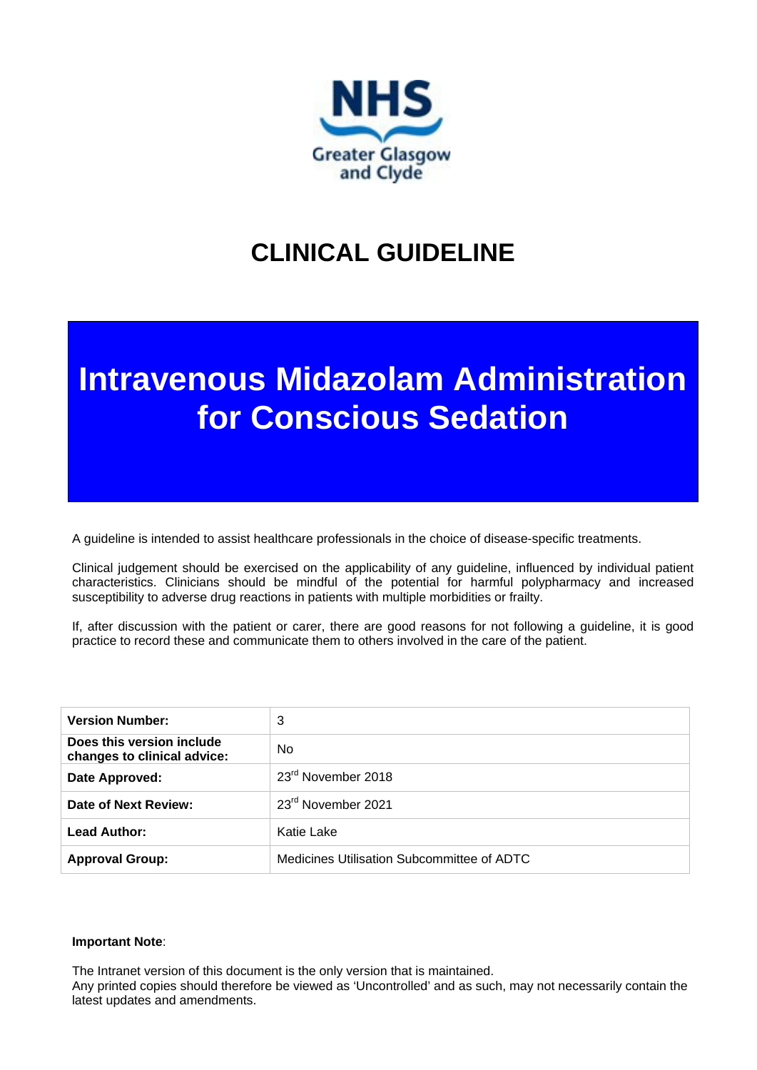NHS Greater Glasgow and Clyde

# CLINICAL GUIDELINE

# Intravenous Midazolam Administration for Conscious Sedation

A guideline is intended to assist healthcare professionals in the choice of disease-specific treatments.

Clinical judgement should be exercised on the applicability of any guideline, influenced by individual patient characteristics. Clinicians should be mindful of the potential for harmful polypharmacy and increased susceptibility to adverse drug reactions in patients with multiple morbidities or frailty.

If, after discussion with the patient or carer, there are good reasons for not following a guideline, it is good practice to record these and communicate them to others involved in the care of the patient.

| | |
|---|---|
| **Version Number:** | 3 |
| **Does this version include changes to clinical advice:** | No |
| **Date Approved:** | 23rd November 2018 |
| **Date of Next Review:** | 23rd November 2021 |
| **Lead Author:** | Katie Lake |
| **Approval Group:** | Medicines Utilisation Subcommittee of ADTC |

**Important Note**:

The Intranet version of this document is the only version that is maintained.
Any printed copies should therefore be viewed as 'Uncontrolled' and as such, may not necessarily contain the latest updates and amendments.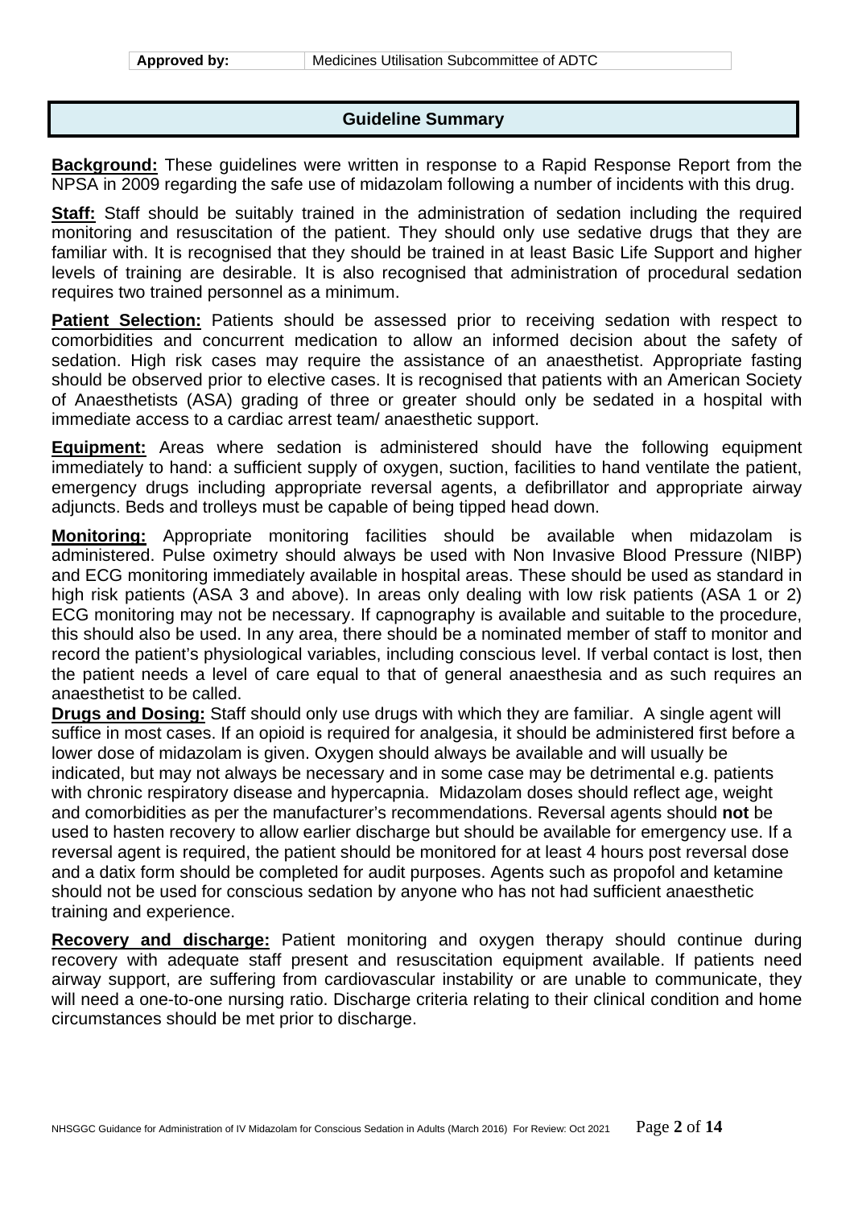| Approved by: | Medicines Utilisation Subcommittee of ADTC |
|---|---|

## Guideline Summary

**Background:** These guidelines were written in response to a Rapid Response Report from the NPSA in 2009 regarding the safe use of midazolam following a number of incidents with this drug.

**Staff:** Staff should be suitably trained in the administration of sedation including the required monitoring and resuscitation of the patient. They should only use sedative drugs that they are familiar with. It is recognised that they should be trained in at least Basic Life Support and higher levels of training are desirable. It is also recognised that administration of procedural sedation requires two trained personnel as a minimum.

**Patient Selection:** Patients should be assessed prior to receiving sedation with respect to comorbidities and concurrent medication to allow an informed decision about the safety of sedation. High risk cases may require the assistance of an anaesthetist. Appropriate fasting should be observed prior to elective cases. It is recognised that patients with an American Society of Anaesthetists (ASA) grading of three or greater should only be sedated in a hospital with immediate access to a cardiac arrest team/ anaesthetic support.

**Equipment:** Areas where sedation is administered should have the following equipment immediately to hand: a sufficient supply of oxygen, suction, facilities to hand ventilate the patient, emergency drugs including appropriate reversal agents, a defibrillator and appropriate airway adjuncts. Beds and trolleys must be capable of being tipped head down.

**Monitoring:** Appropriate monitoring facilities should be available when midazolam is administered. Pulse oximetry should always be used with Non Invasive Blood Pressure (NIBP) and ECG monitoring immediately available in hospital areas. These should be used as standard in high risk patients (ASA 3 and above). In areas only dealing with low risk patients (ASA 1 or 2) ECG monitoring may not be necessary. If capnography is available and suitable to the procedure, this should also be used. In any area, there should be a nominated member of staff to monitor and record the patient's physiological variables, including conscious level. If verbal contact is lost, then the patient needs a level of care equal to that of general anaesthesia and as such requires an anaesthetist to be called.

**Drugs and Dosing:** Staff should only use drugs with which they are familiar. A single agent will suffice in most cases. If an opioid is required for analgesia, it should be administered first before a lower dose of midazolam is given. Oxygen should always be available and will usually be indicated, but may not always be necessary and in some case may be detrimental e.g. patients with chronic respiratory disease and hypercapnia. Midazolam doses should reflect age, weight and comorbidities as per the manufacturer's recommendations. Reversal agents should **not** be used to hasten recovery to allow earlier discharge but should be available for emergency use. If a reversal agent is required, the patient should be monitored for at least 4 hours post reversal dose and a datix form should be completed for audit purposes. Agents such as propofol and ketamine should not be used for conscious sedation by anyone who has not had sufficient anaesthetic training and experience.

**Recovery and discharge:** Patient monitoring and oxygen therapy should continue during recovery with adequate staff present and resuscitation equipment available. If patients need airway support, are suffering from cardiovascular instability or are unable to communicate, they will need a one-to-one nursing ratio. Discharge criteria relating to their clinical condition and home circumstances should be met prior to discharge.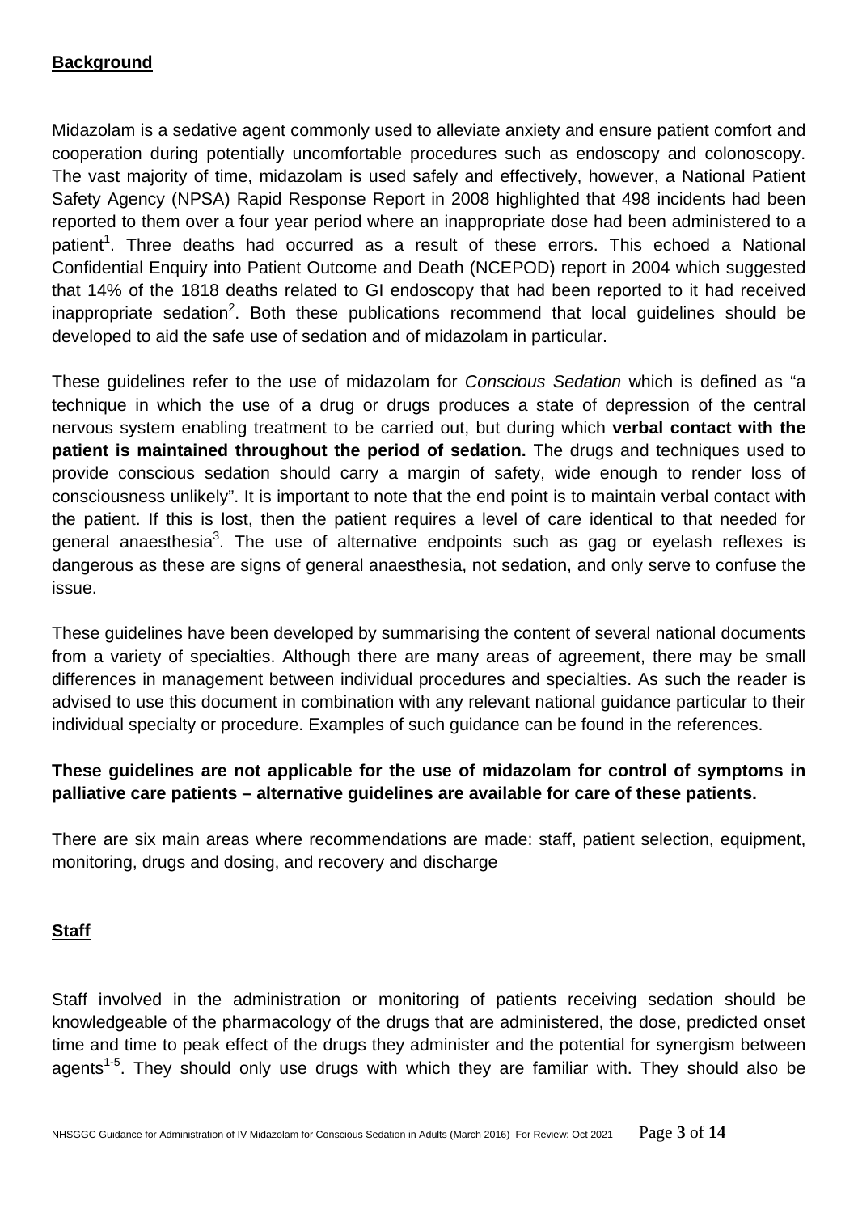## Background

Midazolam is a sedative agent commonly used to alleviate anxiety and ensure patient comfort and cooperation during potentially uncomfortable procedures such as endoscopy and colonoscopy. The vast majority of time, midazolam is used safely and effectively, however, a National Patient Safety Agency (NPSA) Rapid Response Report in 2008 highlighted that 498 incidents had been reported to them over a four year period where an inappropriate dose had been administered to a patient[1]. Three deaths had occurred as a result of these errors. This echoed a National Confidential Enquiry into Patient Outcome and Death (NCEPOD) report in 2004 which suggested that 14% of the 1818 deaths related to GI endoscopy that had been reported to it had received inappropriate sedation[2]. Both these publications recommend that local guidelines should be developed to aid the safe use of sedation and of midazolam in particular.

These guidelines refer to the use of midazolam for *Conscious Sedation* which is defined as "a technique in which the use of a drug or drugs produces a state of depression of the central nervous system enabling treatment to be carried out, but during which **verbal contact with the patient is maintained throughout the period of sedation.** The drugs and techniques used to provide conscious sedation should carry a margin of safety, wide enough to render loss of consciousness unlikely". It is important to note that the end point is to maintain verbal contact with the patient. If this is lost, then the patient requires a level of care identical to that needed for general anaesthesia[3]. The use of alternative endpoints such as gag or eyelash reflexes is dangerous as these are signs of general anaesthesia, not sedation, and only serve to confuse the issue.

These guidelines have been developed by summarising the content of several national documents from a variety of specialties. Although there are many areas of agreement, there may be small differences in management between individual procedures and specialties. As such the reader is advised to use this document in combination with any relevant national guidance particular to their individual specialty or procedure. Examples of such guidance can be found in the references.

**These guidelines are not applicable for the use of midazolam for control of symptoms in palliative care patients – alternative guidelines are available for care of these patients.**

There are six main areas where recommendations are made: staff, patient selection, equipment, monitoring, drugs and dosing, and recovery and discharge

## Staff

Staff involved in the administration or monitoring of patients receiving sedation should be knowledgeable of the pharmacology of the drugs that are administered, the dose, predicted onset time and time to peak effect of the drugs they administer and the potential for synergism between agents[1-5]. They should only use drugs with which they are familiar with. They should also be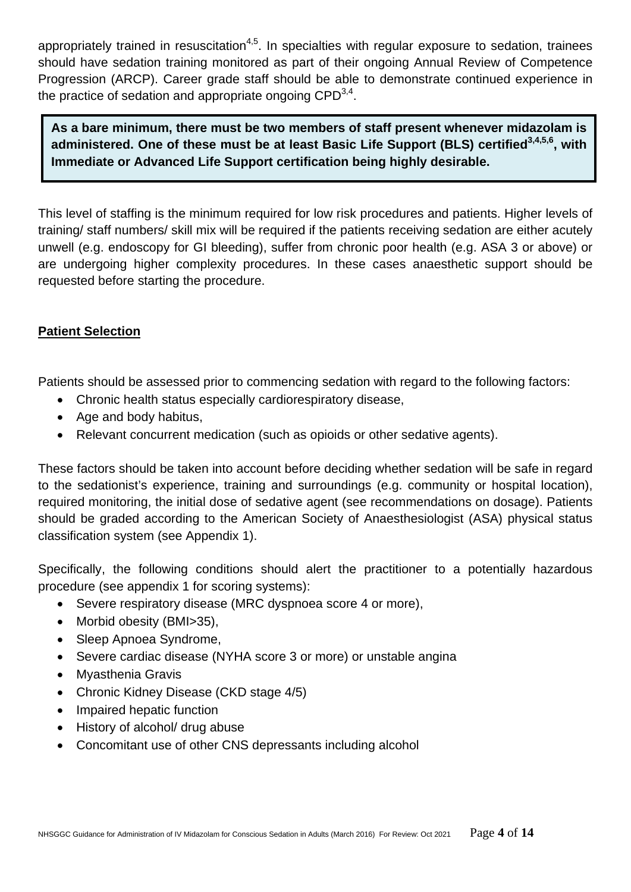appropriately trained in resuscitation[4,5]. In specialties with regular exposure to sedation, trainees should have sedation training monitored as part of their ongoing Annual Review of Competence Progression (ARCP). Career grade staff should be able to demonstrate continued experience in the practice of sedation and appropriate ongoing CPD[3,4].

**As a bare minimum, there must be two members of staff present whenever midazolam is administered. One of these must be at least Basic Life Support (BLS) certified[3,4,5,6], with Immediate or Advanced Life Support certification being highly desirable.**

This level of staffing is the minimum required for low risk procedures and patients. Higher levels of training/ staff numbers/ skill mix will be required if the patients receiving sedation are either acutely unwell (e.g. endoscopy for GI bleeding), suffer from chronic poor health (e.g. ASA 3 or above) or are undergoing higher complexity procedures. In these cases anaesthetic support should be requested before starting the procedure.

## Patient Selection

Patients should be assessed prior to commencing sedation with regard to the following factors:

- Chronic health status especially cardiorespiratory disease,
- Age and body habitus,
- Relevant concurrent medication (such as opioids or other sedative agents).

These factors should be taken into account before deciding whether sedation will be safe in regard to the sedationist's experience, training and surroundings (e.g. community or hospital location), required monitoring, the initial dose of sedative agent (see recommendations on dosage). Patients should be graded according to the American Society of Anaesthesiologist (ASA) physical status classification system (see Appendix 1).

Specifically, the following conditions should alert the practitioner to a potentially hazardous procedure (see appendix 1 for scoring systems):

- Severe respiratory disease (MRC dyspnoea score 4 or more),
- Morbid obesity (BMI>35),
- Sleep Apnoea Syndrome,
- Severe cardiac disease (NYHA score 3 or more) or unstable angina
- Myasthenia Gravis
- Chronic Kidney Disease (CKD stage 4/5)
- Impaired hepatic function
- History of alcohol/ drug abuse
- Concomitant use of other CNS depressants including alcohol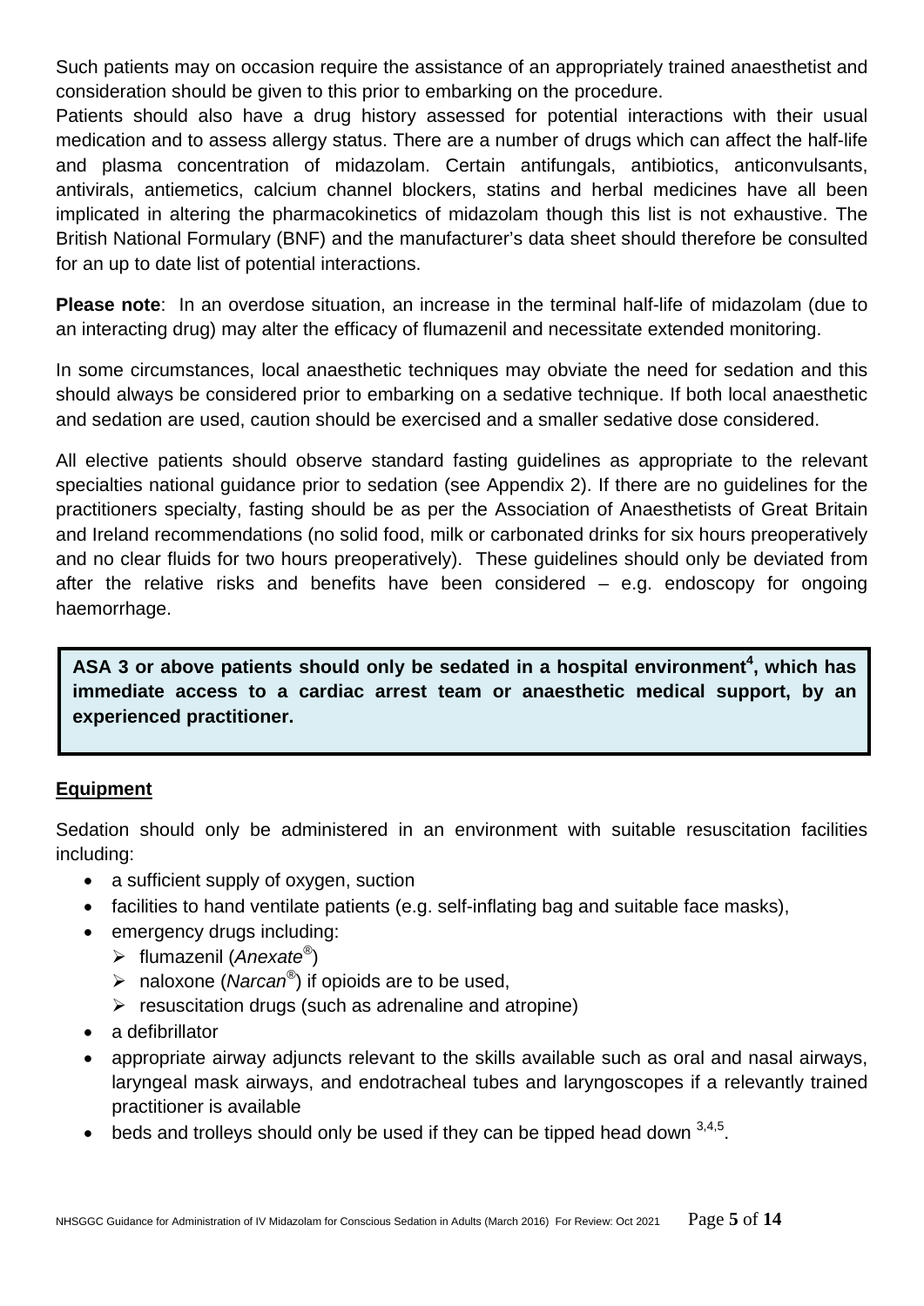Such patients may on occasion require the assistance of an appropriately trained anaesthetist and consideration should be given to this prior to embarking on the procedure.

Patients should also have a drug history assessed for potential interactions with their usual medication and to assess allergy status. There are a number of drugs which can affect the half-life and plasma concentration of midazolam. Certain antifungals, antibiotics, anticonvulsants, antivirals, antiemetics, calcium channel blockers, statins and herbal medicines have all been implicated in altering the pharmacokinetics of midazolam though this list is not exhaustive. The British National Formulary (BNF) and the manufacturer's data sheet should therefore be consulted for an up to date list of potential interactions.

**Please note**: In an overdose situation, an increase in the terminal half-life of midazolam (due to an interacting drug) may alter the efficacy of flumazenil and necessitate extended monitoring.

In some circumstances, local anaesthetic techniques may obviate the need for sedation and this should always be considered prior to embarking on a sedative technique. If both local anaesthetic and sedation are used, caution should be exercised and a smaller sedative dose considered.

All elective patients should observe standard fasting guidelines as appropriate to the relevant specialties national guidance prior to sedation (see Appendix 2). If there are no guidelines for the practitioners specialty, fasting should be as per the Association of Anaesthetists of Great Britain and Ireland recommendations (no solid food, milk or carbonated drinks for six hours preoperatively and no clear fluids for two hours preoperatively). These guidelines should only be deviated from after the relative risks and benefits have been considered – e.g. endoscopy for ongoing haemorrhage.

**ASA 3 or above patients should only be sedated in a hospital environment[4], which has immediate access to a cardiac arrest team or anaesthetic medical support, by an experienced practitioner.**

## Equipment

Sedation should only be administered in an environment with suitable resuscitation facilities including:

- a sufficient supply of oxygen, suction
- facilities to hand ventilate patients (e.g. self-inflating bag and suitable face masks),
- emergency drugs including:
  - flumazenil (*Anexate®*)
  - naloxone (*Narcan®*) if opioids are to be used,
  - resuscitation drugs (such as adrenaline and atropine)
- a defibrillator
- appropriate airway adjuncts relevant to the skills available such as oral and nasal airways, laryngeal mask airways, and endotracheal tubes and laryngoscopes if a relevantly trained practitioner is available
- beds and trolleys should only be used if they can be tipped head down [3,4,5].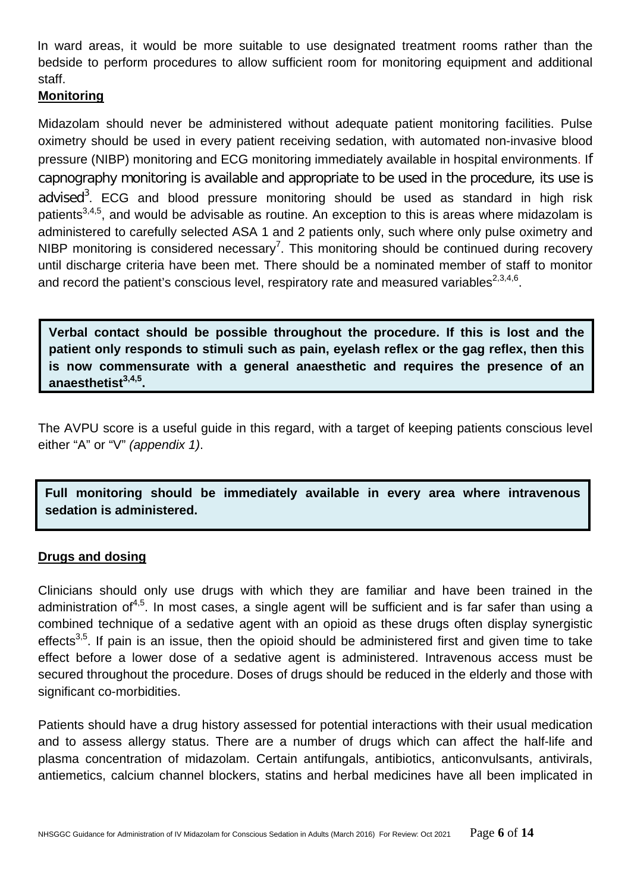In ward areas, it would be more suitable to use designated treatment rooms rather than the bedside to perform procedures to allow sufficient room for monitoring equipment and additional staff.

**Monitoring**

Midazolam should never be administered without adequate patient monitoring facilities. Pulse oximetry should be used in every patient receiving sedation, with automated non-invasive blood pressure (NIBP) monitoring and ECG monitoring immediately available in hospital environments. If capnography monitoring is available and appropriate to be used in the procedure, its use is advised[3]. ECG and blood pressure monitoring should be used as standard in high risk patients[3,4,5], and would be advisable as routine. An exception to this is areas where midazolam is administered to carefully selected ASA 1 and 2 patients only, such where only pulse oximetry and NIBP monitoring is considered necessary[7]. This monitoring should be continued during recovery until discharge criteria have been met. There should be a nominated member of staff to monitor and record the patient's conscious level, respiratory rate and measured variables[2,3,4,6].

**Verbal contact should be possible throughout the procedure. If this is lost and the patient only responds to stimuli such as pain, eyelash reflex or the gag reflex, then this is now commensurate with a general anaesthetic and requires the presence of an anaesthetist[3,4,5].**

The AVPU score is a useful guide in this regard, with a target of keeping patients conscious level either "A" or "V" *(appendix 1)*.

**Full monitoring should be immediately available in every area where intravenous sedation is administered.**

**Drugs and dosing**

Clinicians should only use drugs with which they are familiar and have been trained in the administration of[4,5]. In most cases, a single agent will be sufficient and is far safer than using a combined technique of a sedative agent with an opioid as these drugs often display synergistic effects[3,5]. If pain is an issue, then the opioid should be administered first and given time to take effect before a lower dose of a sedative agent is administered. Intravenous access must be secured throughout the procedure. Doses of drugs should be reduced in the elderly and those with significant co-morbidities.

Patients should have a drug history assessed for potential interactions with their usual medication and to assess allergy status. There are a number of drugs which can affect the half-life and plasma concentration of midazolam. Certain antifungals, antibiotics, anticonvulsants, antivirals, antiemetics, calcium channel blockers, statins and herbal medicines have all been implicated in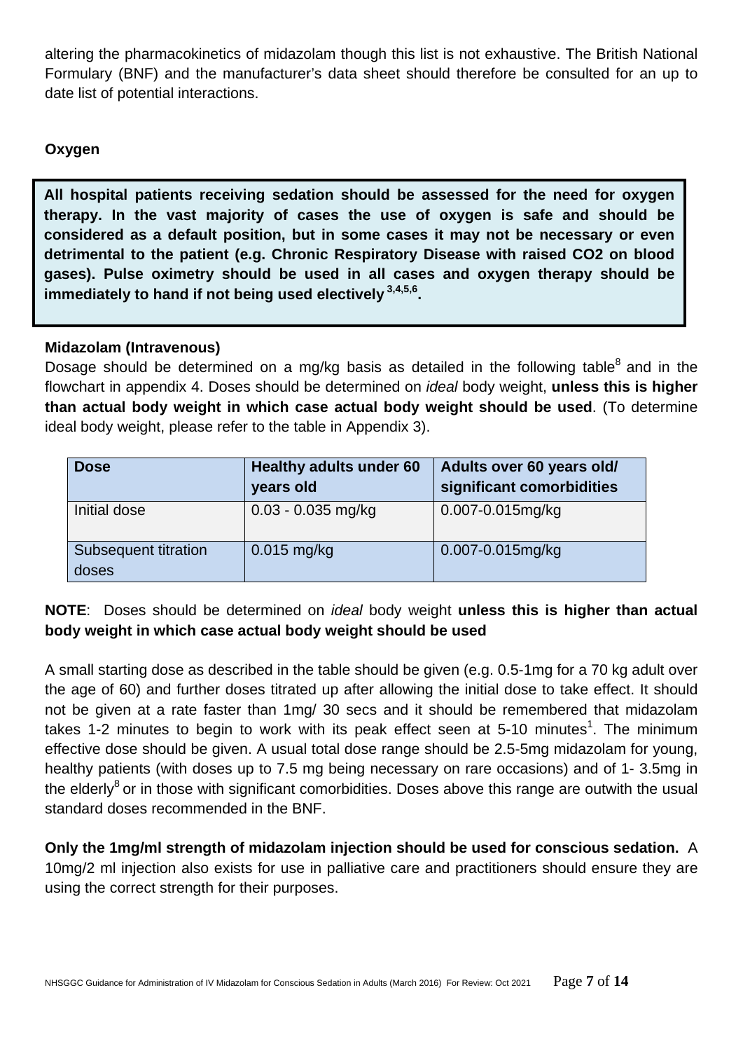altering the pharmacokinetics of midazolam though this list is not exhaustive. The British National Formulary (BNF) and the manufacturer's data sheet should therefore be consulted for an up to date list of potential interactions.

**Oxygen**

**All hospital patients receiving sedation should be assessed for the need for oxygen therapy. In the vast majority of cases the use of oxygen is safe and should be considered as a default position, but in some cases it may not be necessary or even detrimental to the patient (e.g. Chronic Respiratory Disease with raised CO2 on blood gases). Pulse oximetry should be used in all cases and oxygen therapy should be immediately to hand if not being used electively [3,4,5,6].**

**Midazolam (Intravenous)**

Dosage should be determined on a mg/kg basis as detailed in the following table[8] and in the flowchart in appendix 4. Doses should be determined on *ideal* body weight, **unless this is higher than actual body weight in which case actual body weight should be used**. (To determine ideal body weight, please refer to the table in Appendix 3).

| Dose | Healthy adults under 60 years old | Adults over 60 years old/ significant comorbidities |
|---|---|---|
| Initial dose | 0.03 - 0.035 mg/kg | 0.007-0.015mg/kg |
| Subsequent titration doses | 0.015 mg/kg | 0.007-0.015mg/kg |

**NOTE**: Doses should be determined on *ideal* body weight **unless this is higher than actual body weight in which case actual body weight should be used**

A small starting dose as described in the table should be given (e.g. 0.5-1mg for a 70 kg adult over the age of 60) and further doses titrated up after allowing the initial dose to take effect. It should not be given at a rate faster than 1mg/ 30 secs and it should be remembered that midazolam takes 1-2 minutes to begin to work with its peak effect seen at 5-10 minutes[1]. The minimum effective dose should be given. A usual total dose range should be 2.5-5mg midazolam for young, healthy patients (with doses up to 7.5 mg being necessary on rare occasions) and of 1- 3.5mg in the elderly[8] or in those with significant comorbidities. Doses above this range are outwith the usual standard doses recommended in the BNF.

**Only the 1mg/ml strength of midazolam injection should be used for conscious sedation.** A 10mg/2 ml injection also exists for use in palliative care and practitioners should ensure they are using the correct strength for their purposes.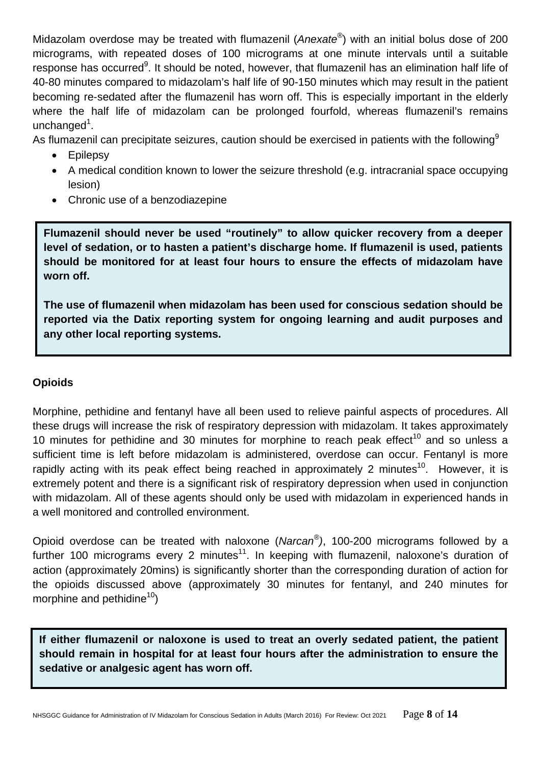Midazolam overdose may be treated with flumazenil (*Anexate*®) with an initial bolus dose of 200 micrograms, with repeated doses of 100 micrograms at one minute intervals until a suitable response has occurred[9]. It should be noted, however, that flumazenil has an elimination half life of 40-80 minutes compared to midazolam's half life of 90-150 minutes which may result in the patient becoming re-sedated after the flumazenil has worn off. This is especially important in the elderly where the half life of midazolam can be prolonged fourfold, whereas flumazenil's remains unchanged[1].

As flumazenil can precipitate seizures, caution should be exercised in patients with the following[9]

- Epilepsy
- A medical condition known to lower the seizure threshold (e.g. intracranial space occupying lesion)
- Chronic use of a benzodiazepine

**Flumazenil should never be used "routinely" to allow quicker recovery from a deeper level of sedation, or to hasten a patient's discharge home. If flumazenil is used, patients should be monitored for at least four hours to ensure the effects of midazolam have worn off.**

**The use of flumazenil when midazolam has been used for conscious sedation should be reported via the Datix reporting system for ongoing learning and audit purposes and any other local reporting systems.**

### Opioids

Morphine, pethidine and fentanyl have all been used to relieve painful aspects of procedures. All these drugs will increase the risk of respiratory depression with midazolam. It takes approximately 10 minutes for pethidine and 30 minutes for morphine to reach peak effect[10] and so unless a sufficient time is left before midazolam is administered, overdose can occur. Fentanyl is more rapidly acting with its peak effect being reached in approximately 2 minutes[10]. However, it is extremely potent and there is a significant risk of respiratory depression when used in conjunction with midazolam. All of these agents should only be used with midazolam in experienced hands in a well monitored and controlled environment.

Opioid overdose can be treated with naloxone (*Narcan*®), 100-200 micrograms followed by a further 100 micrograms every 2 minutes[11]. In keeping with flumazenil, naloxone's duration of action (approximately 20mins) is significantly shorter than the corresponding duration of action for the opioids discussed above (approximately 30 minutes for fentanyl, and 240 minutes for morphine and pethidine[10])

**If either flumazenil or naloxone is used to treat an overly sedated patient, the patient should remain in hospital for at least four hours after the administration to ensure the sedative or analgesic agent has worn off.**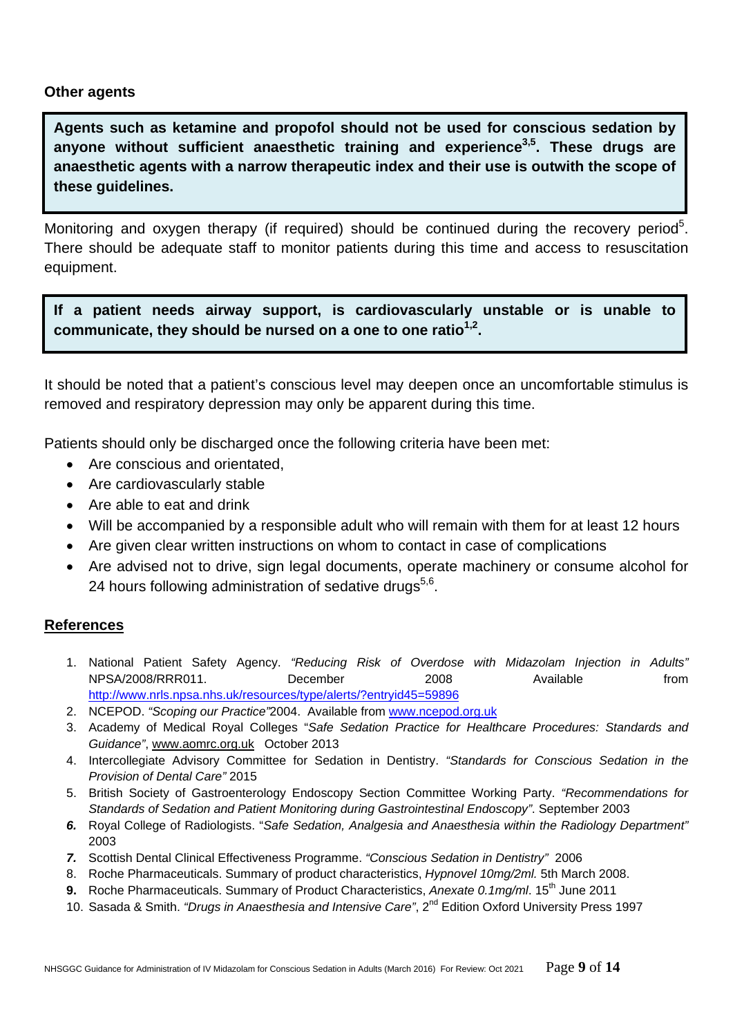**Other agents**

**Agents such as ketamine and propofol should not be used for conscious sedation by anyone without sufficient anaesthetic training and experience[3,5]. These drugs are anaesthetic agents with a narrow therapeutic index and their use is outwith the scope of these guidelines.**

Monitoring and oxygen therapy (if required) should be continued during the recovery period[5]. There should be adequate staff to monitor patients during this time and access to resuscitation equipment.

**If a patient needs airway support, is cardiovascularly unstable or is unable to communicate, they should be nursed on a one to one ratio[1,2].**

It should be noted that a patient's conscious level may deepen once an uncomfortable stimulus is removed and respiratory depression may only be apparent during this time.

Patients should only be discharged once the following criteria have been met:

- Are conscious and orientated,
- Are cardiovascularly stable
- Are able to eat and drink
- Will be accompanied by a responsible adult who will remain with them for at least 12 hours
- Are given clear written instructions on whom to contact in case of complications
- Are advised not to drive, sign legal documents, operate machinery or consume alcohol for 24 hours following administration of sedative drugs[5,6].

## References

1. National Patient Safety Agency. *"Reducing Risk of Overdose with Midazolam Injection in Adults"* NPSA/2008/RRR011. December 2008 Available from http://www.nrls.npsa.nhs.uk/resources/type/alerts/?entryid45=59896
2. NCEPOD. *"Scoping our Practice"*2004. Available from www.ncepod.org.uk
3. Academy of Medical Royal Colleges "*Safe Sedation Practice for Healthcare Procedures: Standards and Guidance"*, www.aomrc.org.uk October 2013
4. Intercollegiate Advisory Committee for Sedation in Dentistry. *"Standards for Conscious Sedation in the Provision of Dental Care"* 2015
5. British Society of Gastroenterology Endoscopy Section Committee Working Party. *"Recommendations for Standards of Sedation and Patient Monitoring during Gastrointestinal Endoscopy"*. September 2003
6. Royal College of Radiologists. "*Safe Sedation, Analgesia and Anaesthesia within the Radiology Department"* 2003
7. Scottish Dental Clinical Effectiveness Programme. *"Conscious Sedation in Dentistry"* 2006
8. Roche Pharmaceuticals. Summary of product characteristics, *Hypnovel 10mg/2ml.* 5th March 2008.
9. Roche Pharmaceuticals. Summary of Product Characteristics, *Anexate 0.1mg/ml*. 15th June 2011
10. Sasada & Smith. *"Drugs in Anaesthesia and Intensive Care"*, 2nd Edition Oxford University Press 1997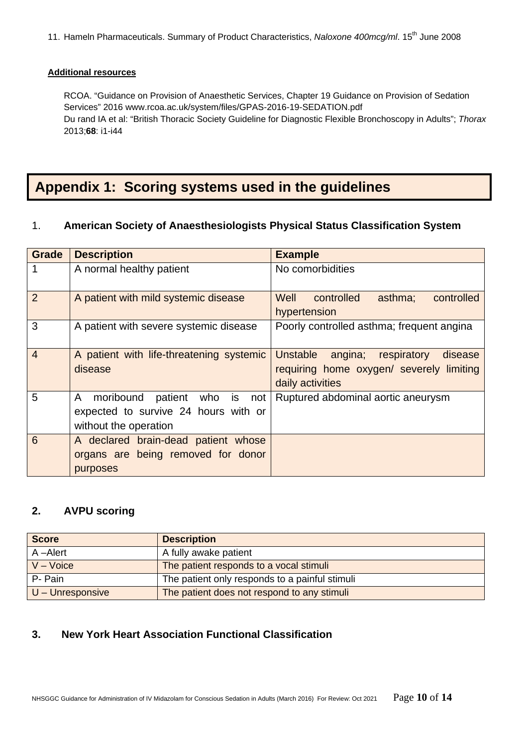11. Hameln Pharmaceuticals. Summary of Product Characteristics, *Naloxone 400mcg/ml*. 15th June 2008

**Additional resources**

RCOA. "Guidance on Provision of Anaesthetic Services, Chapter 19 Guidance on Provision of Sedation Services" 2016 www.rcoa.ac.uk/system/files/GPAS-2016-19-SEDATION.pdf
Du rand IA et al: "British Thoracic Society Guideline for Diagnostic Flexible Bronchoscopy in Adults"; *Thorax* 2013;**68**: i1-i44

# Appendix 1: Scoring systems used in the guidelines

## 1. American Society of Anaesthesiologists Physical Status Classification System

| Grade | Description | Example |
|---|---|---|
| 1 | A normal healthy patient | No comorbidities |
| 2 | A patient with mild systemic disease | Well controlled asthma; controlled hypertension |
| 3 | A patient with severe systemic disease | Poorly controlled asthma; frequent angina |
| 4 | A patient with life-threatening systemic disease | Unstable angina; respiratory disease requiring home oxygen/ severely limiting daily activities |
| 5 | A moribound patient who is not expected to survive 24 hours with or without the operation | Ruptured abdominal aortic aneurysm |
| 6 | A declared brain-dead patient whose organs are being removed for donor purposes | |

## 2. AVPU scoring

| Score | Description |
|---|---|
| A –Alert | A fully awake patient |
| V – Voice | The patient responds to a vocal stimuli |
| P- Pain | The patient only responds to a painful stimuli |
| U – Unresponsive | The patient does not respond to any stimuli |

## 3. New York Heart Association Functional Classification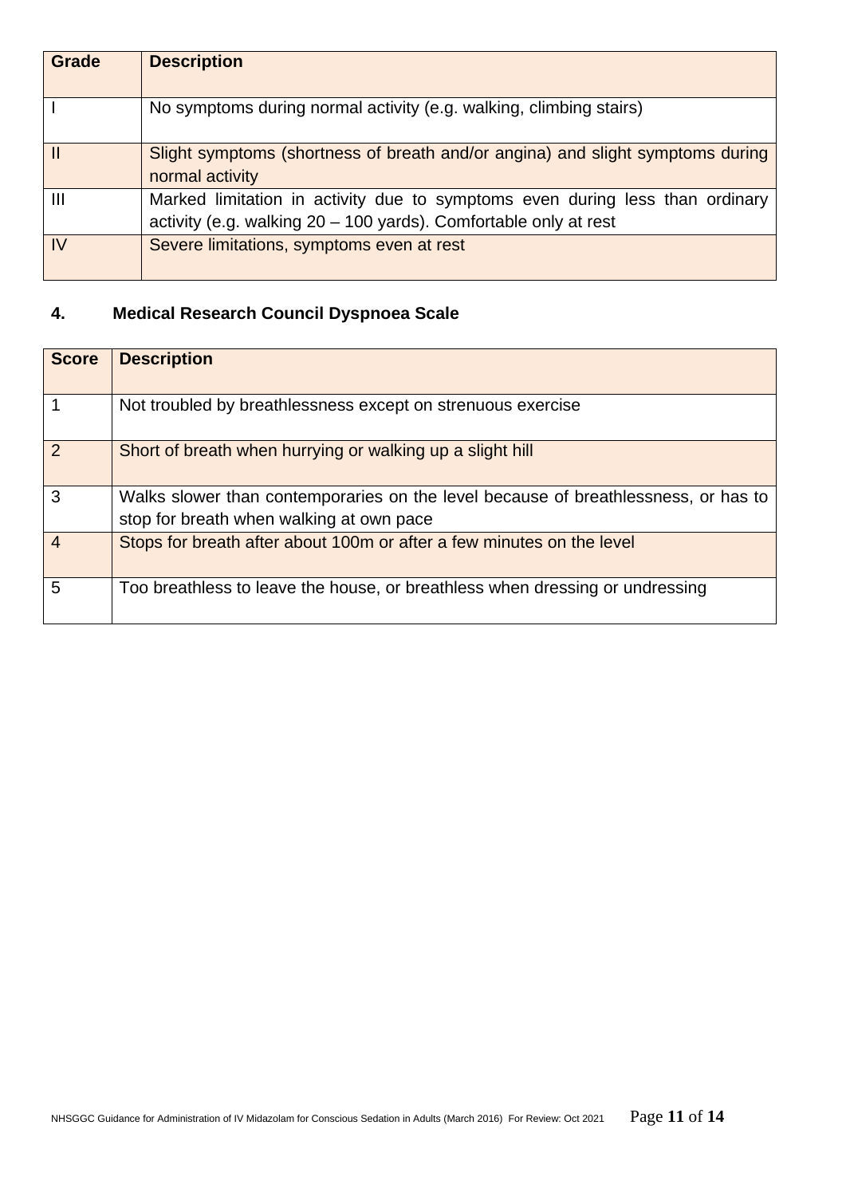| Grade | Description |
| --- | --- |
| I | No symptoms during normal activity (e.g. walking, climbing stairs) |
| II | Slight symptoms (shortness of breath and/or angina) and slight symptoms during normal activity |
| III | Marked limitation in activity due to symptoms even during less than ordinary activity (e.g. walking 20 – 100 yards). Comfortable only at rest |
| IV | Severe limitations, symptoms even at rest |

## 4. Medical Research Council Dyspnoea Scale

| Score | Description |
| --- | --- |
| 1 | Not troubled by breathlessness except on strenuous exercise |
| 2 | Short of breath when hurrying or walking up a slight hill |
| 3 | Walks slower than contemporaries on the level because of breathlessness, or has to stop for breath when walking at own pace |
| 4 | Stops for breath after about 100m or after a few minutes on the level |
| 5 | Too breathless to leave the house, or breathless when dressing or undressing |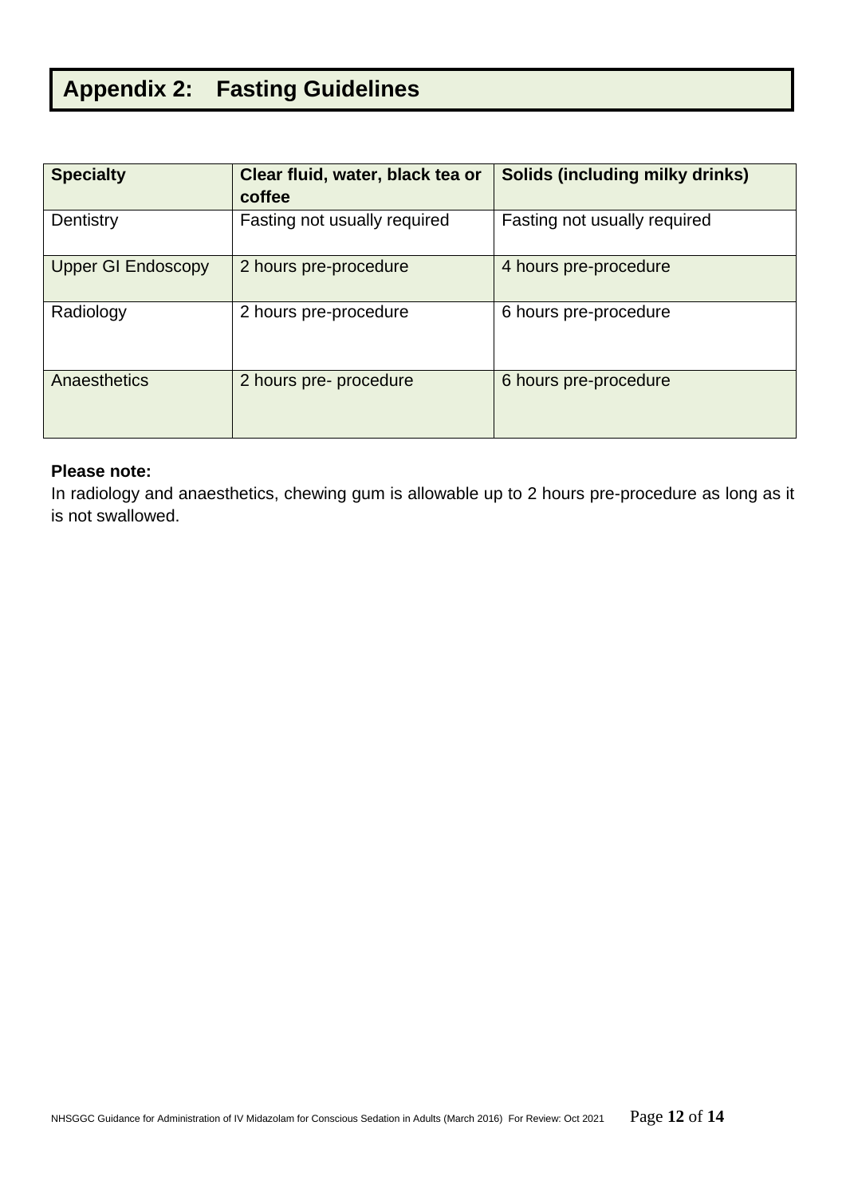## Appendix 2: Fasting Guidelines

| Specialty | Clear fluid, water, black tea or coffee | Solids (including milky drinks) |
|---|---|---|
| Dentistry | Fasting not usually required | Fasting not usually required |
| Upper GI Endoscopy | 2 hours pre-procedure | 4 hours pre-procedure |
| Radiology | 2 hours pre-procedure | 6 hours pre-procedure |
| Anaesthetics | 2 hours pre- procedure | 6 hours pre-procedure |

**Please note:**
In radiology and anaesthetics, chewing gum is allowable up to 2 hours pre-procedure as long as it is not swallowed.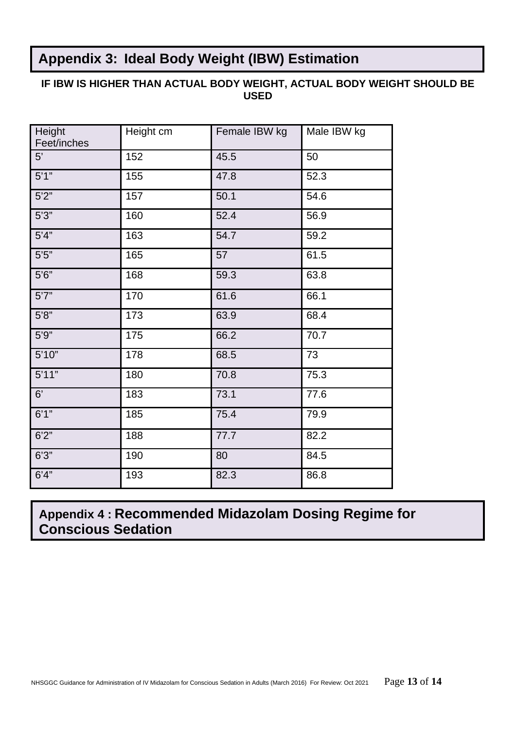## Appendix 3: Ideal Body Weight (IBW) Estimation

**IF IBW IS HIGHER THAN ACTUAL BODY WEIGHT, ACTUAL BODY WEIGHT SHOULD BE USED**

| Height Feet/inches | Height cm | Female IBW kg | Male IBW kg |
|---|---|---|---|
| 5’ | 152 | 45.5 | 50 |
| 5’1” | 155 | 47.8 | 52.3 |
| 5’2” | 157 | 50.1 | 54.6 |
| 5’3” | 160 | 52.4 | 56.9 |
| 5’4” | 163 | 54.7 | 59.2 |
| 5’5” | 165 | 57 | 61.5 |
| 5’6” | 168 | 59.3 | 63.8 |
| 5’7” | 170 | 61.6 | 66.1 |
| 5’8” | 173 | 63.9 | 68.4 |
| 5’9” | 175 | 66.2 | 70.7 |
| 5’10” | 178 | 68.5 | 73 |
| 5’11” | 180 | 70.8 | 75.3 |
| 6’ | 183 | 73.1 | 77.6 |
| 6’1” | 185 | 75.4 | 79.9 |
| 6’2” | 188 | 77.7 | 82.2 |
| 6’3” | 190 | 80 | 84.5 |
| 6’4” | 193 | 82.3 | 86.8 |

## Appendix 4 : Recommended Midazolam Dosing Regime for Conscious Sedation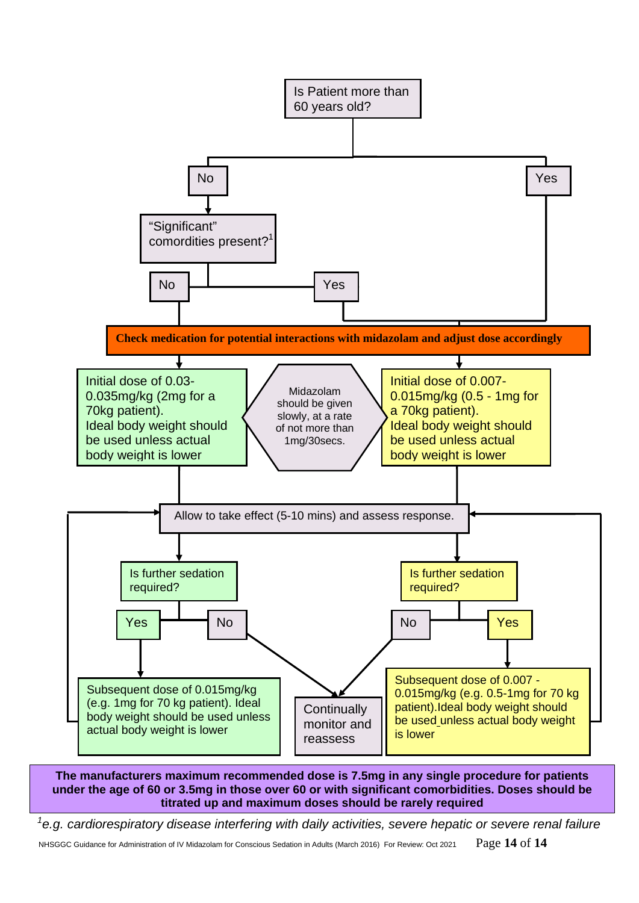Is Patient more than 60 years old?

No

"Significant" comordities present?[1]

No

Yes

Yes

**Check medication for potential interactions with midazolam and adjust dose accordingly**

Initial dose of 0.03-0.035mg/kg (2mg for a 70kg patient). Ideal body weight should be used unless actual body weight is lower

Midazolam should be given slowly, at a rate of not more than 1mg/30secs.

Initial dose of 0.007-0.015mg/kg (0.5 - 1mg for a 70kg patient). Ideal body weight should be used unless actual body weight is lower

Allow to take effect (5-10 mins) and assess response.

Is further sedation required?

Yes

No

Is further sedation required?

No

Yes

Subsequent dose of 0.015mg/kg (e.g. 1mg for 70 kg patient). Ideal body weight should be used unless actual body weight is lower

Continually monitor and reassess

Subsequent dose of 0.007 - 0.015mg/kg (e.g. 0.5-1mg for 70 kg patient).Ideal body weight should be used unless actual body weight is lower

**The manufacturers maximum recommended dose is 7.5mg in any single procedure for patients under the age of 60 or 3.5mg in those over 60 or with significant comorbidities. Doses should be titrated up and maximum doses should be rarely required**

[1] *e.g. cardiorespiratory disease interfering with daily activities, severe hepatic or severe renal failure*